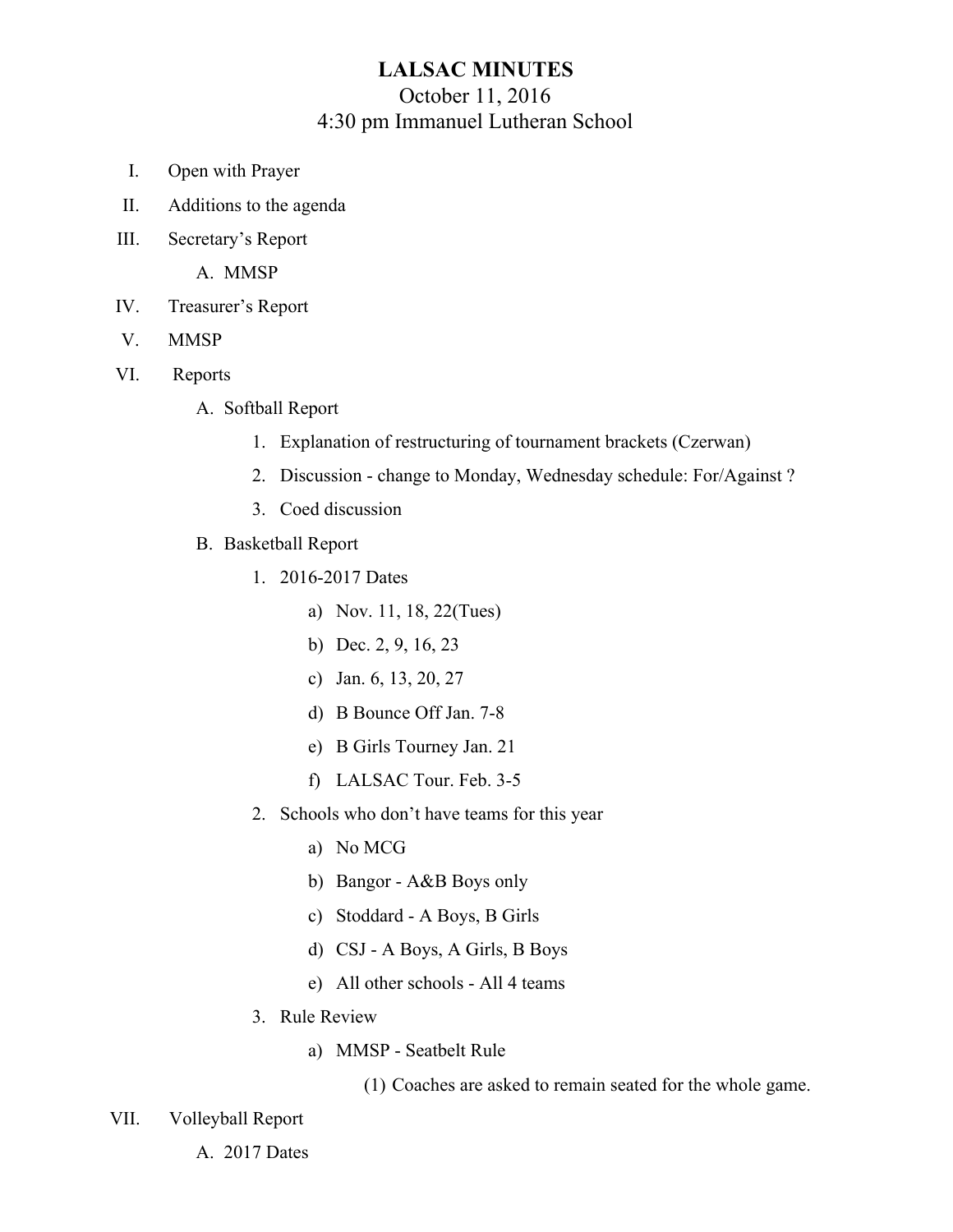# LALSAC MINUTES

October 11, 2016

4:30 pm Immanuel Lutheran School

I. Open with Prayer

II. Additions to the agenda

III. Secretary's Report

   A. MMSP

IV. Treasurer's Report

V. MMSP

VI. Reports

   A. Softball Report

      1. Explanation of restructuring of tournament brackets (Czerwan)
      2. Discussion - change to Monday, Wednesday schedule: For/Against ?
      3. Coed discussion

   B. Basketball Report

      1. 2016-2017 Dates
         a) Nov. 11, 18, 22(Tues)
         b) Dec. 2, 9, 16, 23
         c) Jan. 6, 13, 20, 27
         d) B Bounce Off Jan. 7-8
         e) B Girls Tourney Jan. 21
         f) LALSAC Tour. Feb. 3-5
      2. Schools who don't have teams for this year
         a) No MCG
         b) Bangor - A&B Boys only
         c) Stoddard - A Boys, B Girls
         d) CSJ - A Boys, A Girls, B Boys
         e) All other schools - All 4 teams
      3. Rule Review
         a) MMSP - Seatbelt Rule
            (1) Coaches are asked to remain seated for the whole game.

VII. Volleyball Report

   A. 2017 Dates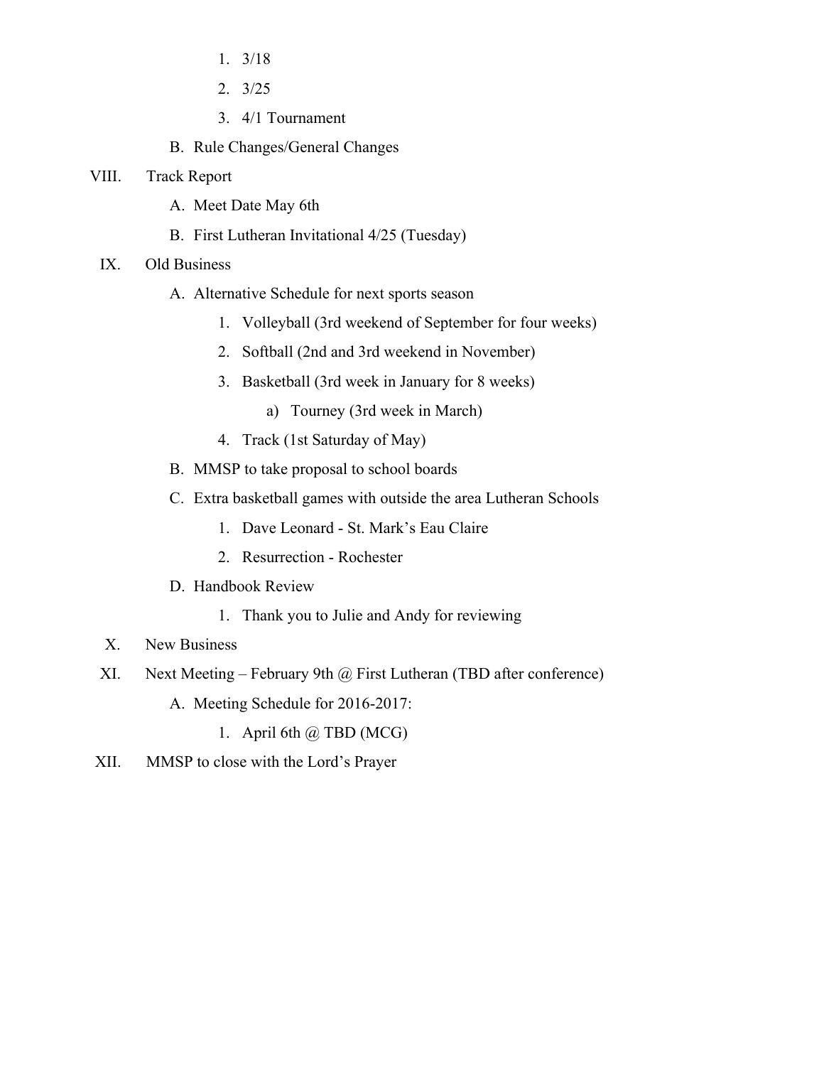1. 3/18
2. 3/25
3. 4/1 Tournament

B. Rule Changes/General Changes

VIII. Track Report

A. Meet Date May 6th

B. First Lutheran Invitational 4/25 (Tuesday)

IX. Old Business

A. Alternative Schedule for next sports season

1. Volleyball (3rd weekend of September for four weeks)
2. Softball (2nd and 3rd weekend in November)
3. Basketball (3rd week in January for 8 weeks)
    a) Tourney (3rd week in March)
4. Track (1st Saturday of May)

B. MMSP to take proposal to school boards

C. Extra basketball games with outside the area Lutheran Schools

1. Dave Leonard - St. Mark's Eau Claire
2. Resurrection - Rochester

D. Handbook Review

1. Thank you to Julie and Andy for reviewing

X. New Business

XI. Next Meeting – February 9th @ First Lutheran (TBD after conference)

A. Meeting Schedule for 2016-2017:

1. April 6th @ TBD (MCG)

XII. MMSP to close with the Lord's Prayer